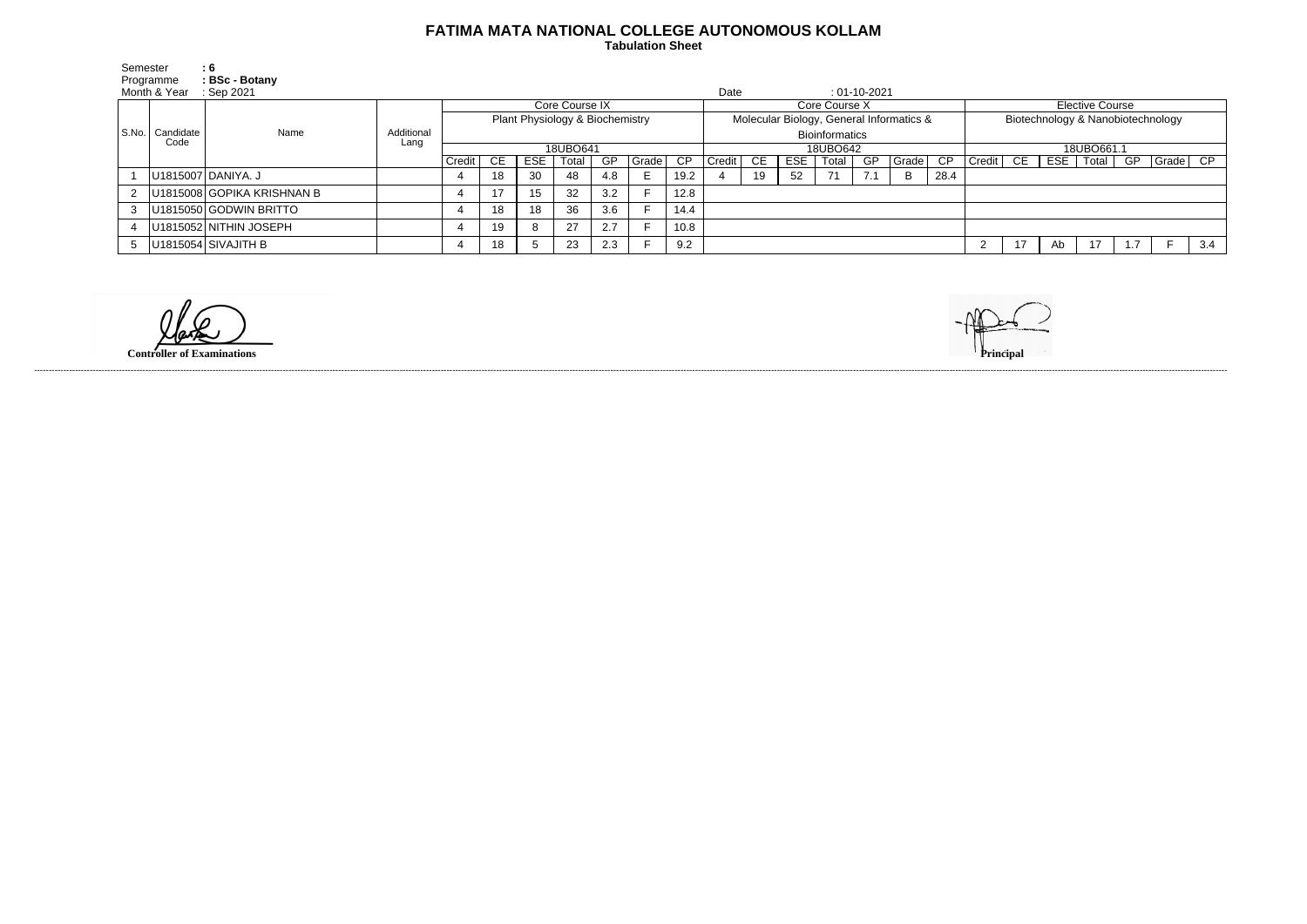# FATIMA MATA NATIONAL COLLEGE AUTONOMOUS KOLLAM

**Tabulation Sheet**

Semester **: 6**
Programme **: BSc - Botany**
Month & Year : Sep 2021

Date : 01-10-2021

| S.No. | Candidate Code | Name | Additional Lang | Core Course IX | | | | | | | Core Course X | | | | | | | Elective Course | | | | | | |
|---|---|---|---|---|---|---|---|---|---|---|---|---|---|---|---|---|---|---|---|---|---|---|---|---|
| | | | | Plant Physiology & Biochemistry | | | | | | | Molecular Biology, General Informatics & Bioinformatics | | | | | | | Biotechnology & Nanobiotechnology | | | | | | |
| | | | | 18UBO641 | | | | | | | 18UBO642 | | | | | | | 18UBO661.1 | | | | | | |
| | | | | Credit | CE | ESE | Total | GP | Grade | CP | Credit | CE | ESE | Total | GP | Grade | CP | Credit | CE | ESE | Total | GP | Grade | CP |
| 1 | U1815007 | DANIYA. J | | 4 | 18 | 30 | 48 | 4.8 | E | 19.2 | 4 | 19 | 52 | 71 | 7.1 | B | 28.4 | | | | | | | |
| 2 | U1815008 | GOPIKA KRISHNAN B | | 4 | 17 | 15 | 32 | 3.2 | F | 12.8 | | | | | | | | | | | | | | |
| 3 | U1815050 | GODWIN BRITTO | | 4 | 18 | 18 | 36 | 3.6 | F | 14.4 | | | | | | | | | | | | | | |
| 4 | U1815052 | NITHIN JOSEPH | | 4 | 19 | 8 | 27 | 2.7 | F | 10.8 | | | | | | | | | | | | | | |
| 5 | U1815054 | SIVAJITH B | | 4 | 18 | 5 | 23 | 2.3 | F | 9.2 | | | | | | | | 2 | 17 | Ab | 17 | 1.7 | F | 3.4 |

**Controller of Examinations**

**Principal**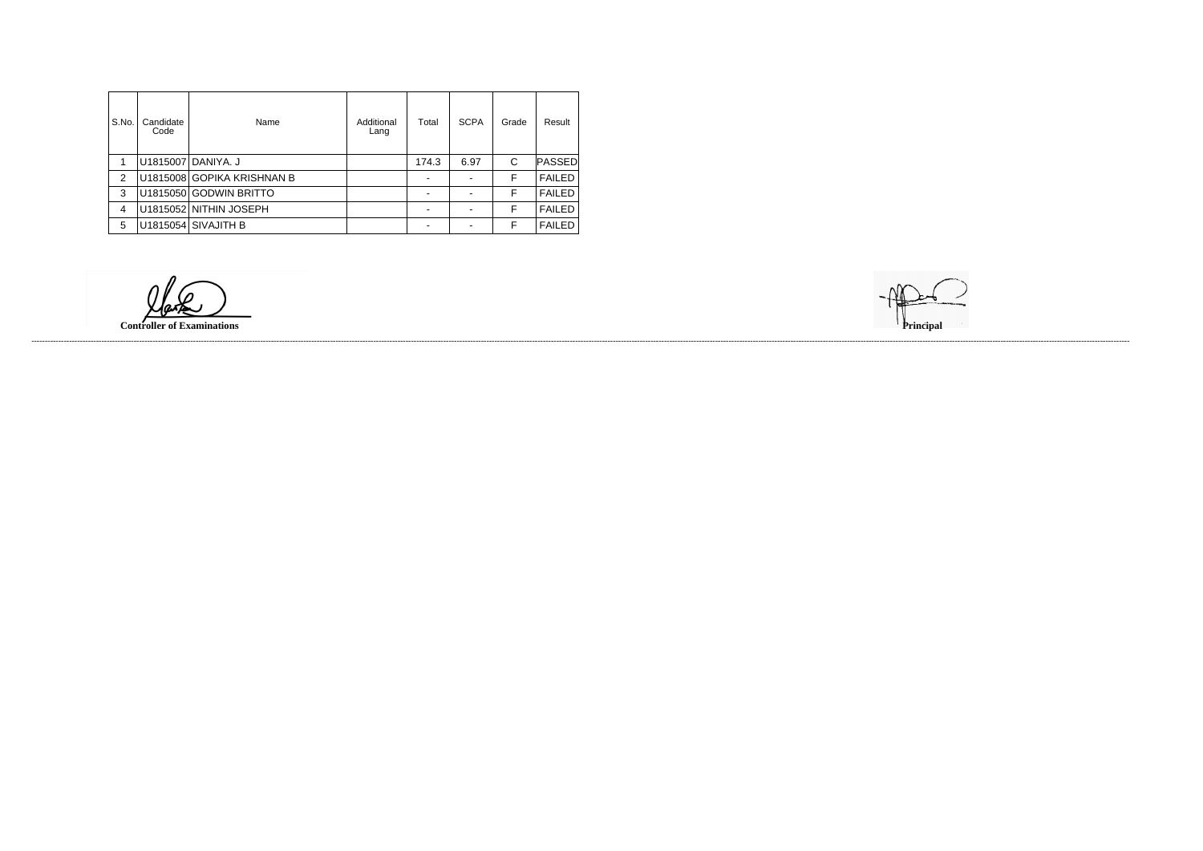| S.No. | Candidate Code | Name | Additional Lang | Total | SCPA | Grade | Result |
|---|---|---|---|---|---|---|---|
| 1 | U1815007 | DANIYA. J | | 174.3 | 6.97 | C | PASSED |
| 2 | U1815008 | GOPIKA KRISHNAN B | | - | - | F | FAILED |
| 3 | U1815050 | GODWIN BRITTO | | - | - | F | FAILED |
| 4 | U1815052 | NITHIN JOSEPH | | - | - | F | FAILED |
| 5 | U1815054 | SIVAJITH B | | - | - | F | FAILED |

**Controller of Examinations**

**Principal**